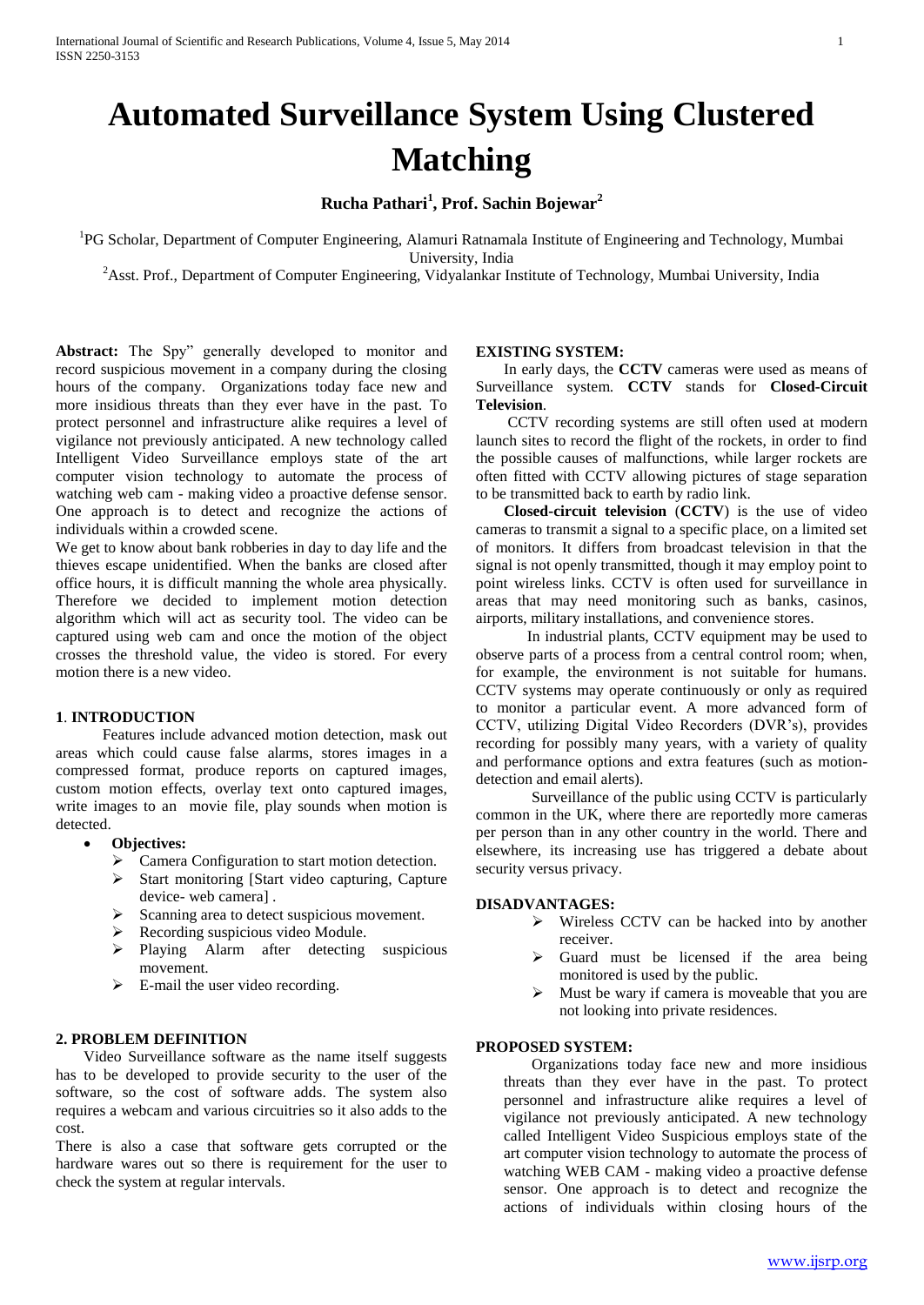# Automated Surveillance System Using Clustered Matching

**Rucha Pathari[1], Prof. Sachin Bojewar[2]**

[1]PG Scholar, Department of Computer Engineering, Alamuri Ratnamala Institute of Engineering and Technology, Mumbai University, India

[2]Asst. Prof., Department of Computer Engineering, Vidyalankar Institute of Technology, Mumbai University, India

**Abstract:** The Spy" generally developed to monitor and record suspicious movement in a company during the closing hours of the company. Organizations today face new and more insidious threats than they ever have in the past. To protect personnel and infrastructure alike requires a level of vigilance not previously anticipated. A new technology called Intelligent Video Surveillance employs state of the art computer vision technology to automate the process of watching web cam - making video a proactive defense sensor. One approach is to detect and recognize the actions of individuals within a crowded scene.

We get to know about bank robberies in day to day life and the thieves escape unidentified. When the banks are closed after office hours, it is difficult manning the whole area physically. Therefore we decided to implement motion detection algorithm which will act as security tool. The video can be captured using web cam and once the motion of the object crosses the threshold value, the video is stored. For every motion there is a new video.

## 1. INTRODUCTION

Features include advanced motion detection, mask out areas which could cause false alarms, stores images in a compressed format, produce reports on captured images, custom motion effects, overlay text onto captured images, write images to an movie file, play sounds when motion is detected.

- **Objectives:**
  - Camera Configuration to start motion detection.
  - Start monitoring [Start video capturing, Capture device- web camera] .
  - Scanning area to detect suspicious movement.
  - Recording suspicious video Module.
  - Playing Alarm after detecting suspicious movement.
  - E-mail the user video recording.

## 2. PROBLEM DEFINITION

Video Surveillance software as the name itself suggests has to be developed to provide security to the user of the software, so the cost of software adds. The system also requires a webcam and various circuitries so it also adds to the cost.

There is also a case that software gets corrupted or the hardware wares out so there is requirement for the user to check the system at regular intervals.

## EXISTING SYSTEM:

In early days, the **CCTV** cameras were used as means of Surveillance system. **CCTV** stands for **Closed-Circuit Television**.

CCTV recording systems are still often used at modern launch sites to record the flight of the rockets, in order to find the possible causes of malfunctions, while larger rockets are often fitted with CCTV allowing pictures of stage separation to be transmitted back to earth by radio link.

**Closed-circuit television** (**CCTV**) is the use of video cameras to transmit a signal to a specific place, on a limited set of monitors. It differs from broadcast television in that the signal is not openly transmitted, though it may employ point to point wireless links. CCTV is often used for surveillance in areas that may need monitoring such as banks, casinos, airports, military installations, and convenience stores.

In industrial plants, CCTV equipment may be used to observe parts of a process from a central control room; when, for example, the environment is not suitable for humans. CCTV systems may operate continuously or only as required to monitor a particular event. A more advanced form of CCTV, utilizing Digital Video Recorders (DVR's), provides recording for possibly many years, with a variety of quality and performance options and extra features (such as motion-detection and email alerts).

Surveillance of the public using CCTV is particularly common in the UK, where there are reportedly more cameras per person than in any other country in the world. There and elsewhere, its increasing use has triggered a debate about security versus privacy.

## DISADVANTAGES:

- Wireless CCTV can be hacked into by another receiver.
- Guard must be licensed if the area being monitored is used by the public.
- Must be wary if camera is moveable that you are not looking into private residences.

## PROPOSED SYSTEM:

Organizations today face new and more insidious threats than they ever have in the past. To protect personnel and infrastructure alike requires a level of vigilance not previously anticipated. A new technology called Intelligent Video Suspicious employs state of the art computer vision technology to automate the process of watching WEB CAM - making video a proactive defense sensor. One approach is to detect and recognize the actions of individuals within closing hours of the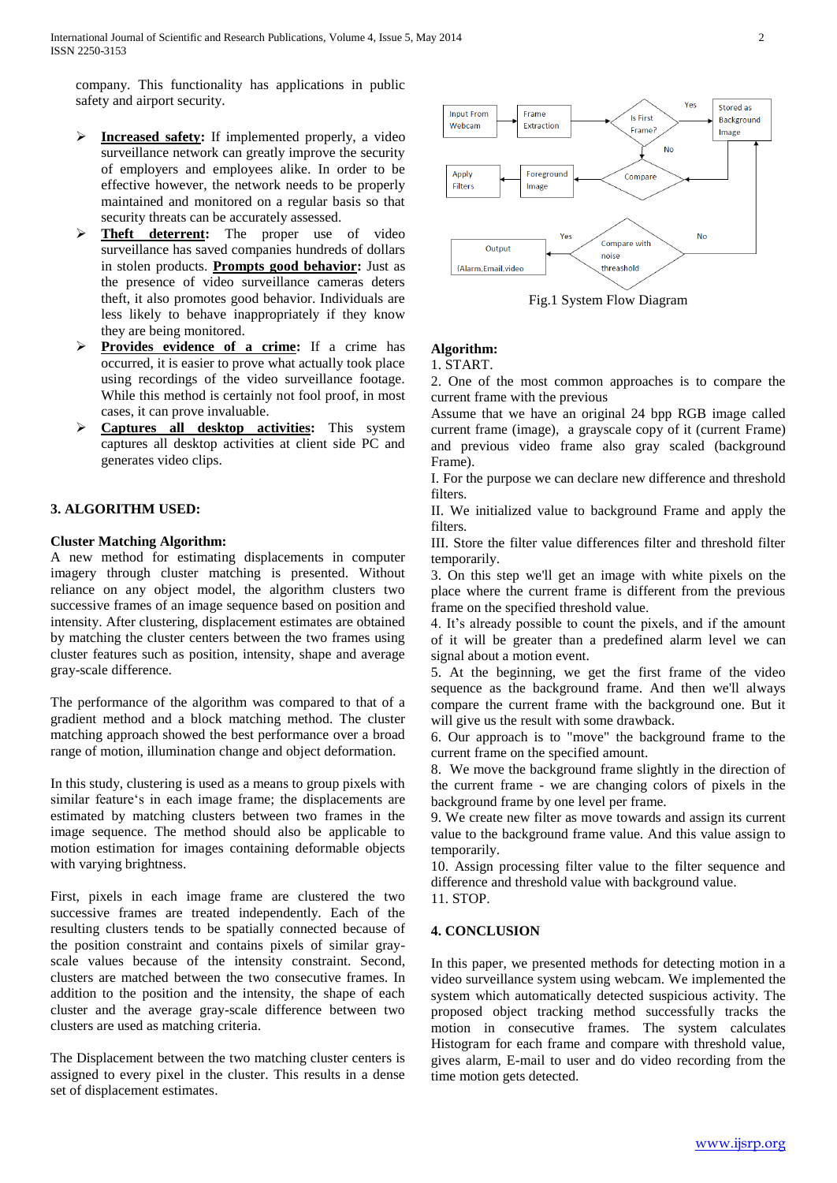company. This functionality has applications in public safety and airport security.

- **Increased safety:** If implemented properly, a video surveillance network can greatly improve the security of employers and employees alike. In order to be effective however, the network needs to be properly maintained and monitored on a regular basis so that security threats can be accurately assessed.
- **Theft deterrent:** The proper use of video surveillance has saved companies hundreds of dollars in stolen products. **Prompts good behavior:** Just as the presence of video surveillance cameras deters theft, it also promotes good behavior. Individuals are less likely to behave inappropriately if they know they are being monitored.
- **Provides evidence of a crime:** If a crime has occurred, it is easier to prove what actually took place using recordings of the video surveillance footage. While this method is certainly not fool proof, in most cases, it can prove invaluable.
- **Captures all desktop activities:** This system captures all desktop activities at client side PC and generates video clips.

## 3. ALGORITHM USED:

### Cluster Matching Algorithm:

A new method for estimating displacements in computer imagery through cluster matching is presented. Without reliance on any object model, the algorithm clusters two successive frames of an image sequence based on position and intensity. After clustering, displacement estimates are obtained by matching the cluster centers between the two frames using cluster features such as position, intensity, shape and average gray-scale difference.

The performance of the algorithm was compared to that of a gradient method and a block matching method. The cluster matching approach showed the best performance over a broad range of motion, illumination change and object deformation.

In this study, clustering is used as a means to group pixels with similar feature's in each image frame; the displacements are estimated by matching clusters between two frames in the image sequence. The method should also be applicable to motion estimation for images containing deformable objects with varying brightness.

First, pixels in each image frame are clustered the two successive frames are treated independently. Each of the resulting clusters tends to be spatially connected because of the position constraint and contains pixels of similar gray-scale values because of the intensity constraint. Second, clusters are matched between the two consecutive frames. In addition to the position and the intensity, the shape of each cluster and the average gray-scale difference between two clusters are used as matching criteria.

The Displacement between the two matching cluster centers is assigned to every pixel in the cluster. This results in a dense set of displacement estimates.

Fig.1 System Flow Diagram

**Algorithm:**

1. START.

2. One of the most common approaches is to compare the current frame with the previous

Assume that we have an original 24 bpp RGB image called current frame (image), a grayscale copy of it (current Frame) and previous video frame also gray scaled (background Frame).

I. For the purpose we can declare new difference and threshold filters.

II. We initialized value to background Frame and apply the filters.

III. Store the filter value differences filter and threshold filter temporarily.

3. On this step we'll get an image with white pixels on the place where the current frame is different from the previous frame on the specified threshold value.

4. It's already possible to count the pixels, and if the amount of it will be greater than a predefined alarm level we can signal about a motion event.

5. At the beginning, we get the first frame of the video sequence as the background frame. And then we'll always compare the current frame with the background one. But it will give us the result with some drawback.

6. Our approach is to "move" the background frame to the current frame on the specified amount.

8. We move the background frame slightly in the direction of the current frame - we are changing colors of pixels in the background frame by one level per frame.

9. We create new filter as move towards and assign its current value to the background frame value. And this value assign to temporarily.

10. Assign processing filter value to the filter sequence and difference and threshold value with background value.

11. STOP.

## 4. CONCLUSION

In this paper, we presented methods for detecting motion in a video surveillance system using webcam. We implemented the system which automatically detected suspicious activity. The proposed object tracking method successfully tracks the motion in consecutive frames. The system calculates Histogram for each frame and compare with threshold value, gives alarm, E-mail to user and do video recording from the time motion gets detected.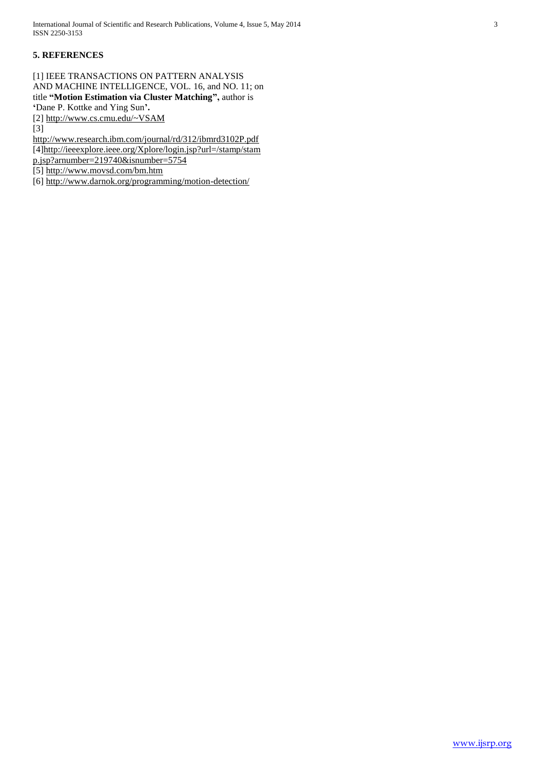## 5. REFERENCES

[1] IEEE TRANSACTIONS ON PATTERN ANALYSIS AND MACHINE INTELLIGENCE, VOL. 16, and NO. 11; on title **"Motion Estimation via Cluster Matching",** author is **'**Dane P. Kottke and Ying Sun**'.**

[2] http://www.cs.cmu.edu/~VSAM

[3] http://www.research.ibm.com/journal/rd/312/ibmrd3102P.pdf

[4]http://ieeexplore.ieee.org/Xplore/login.jsp?url=/stamp/stamp.jsp?arnumber=219740&isnumber=5754

[5] http://www.movsd.com/bm.htm

[6] http://www.darnok.org/programming/motion-detection/